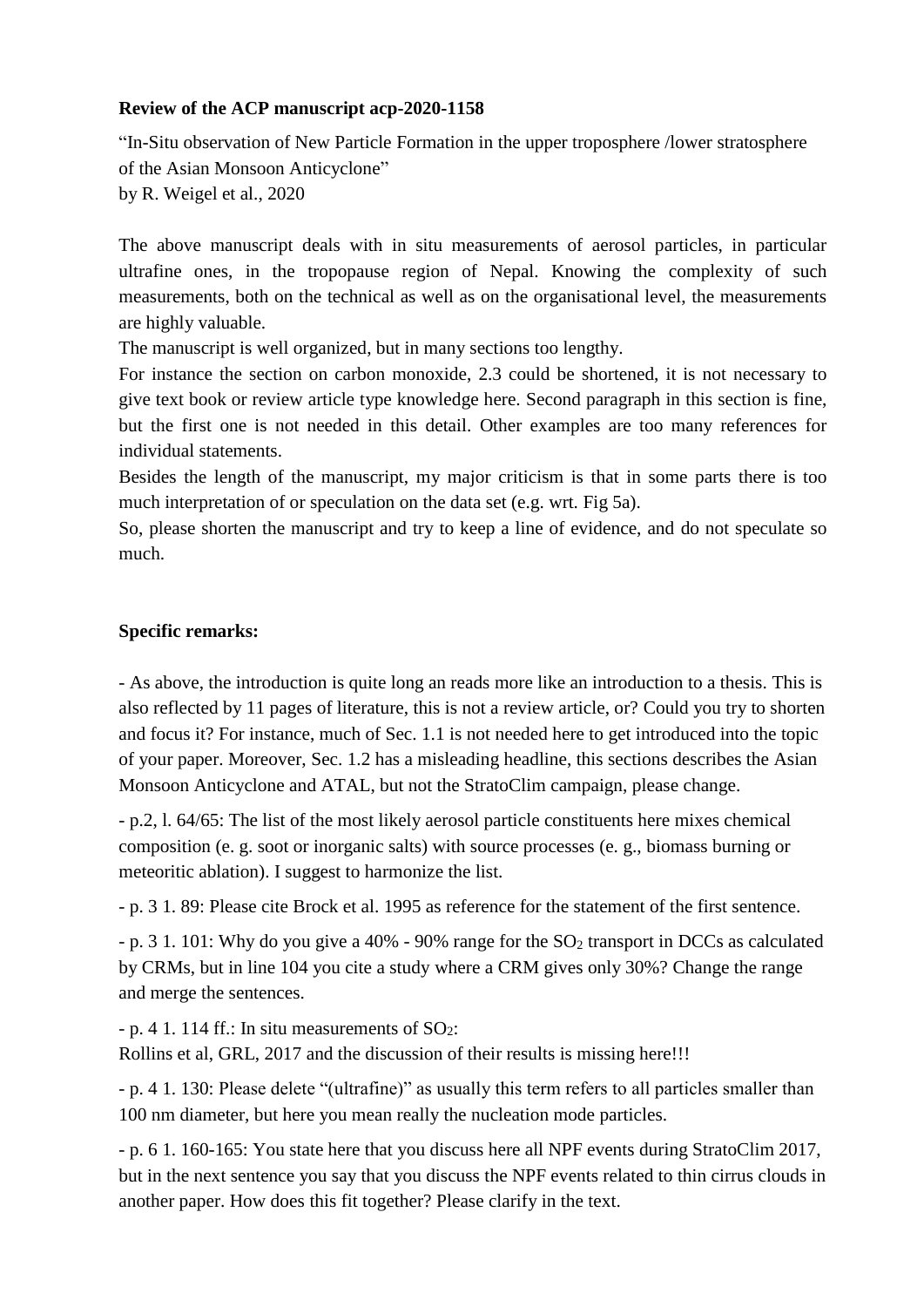**Review of the ACP manuscript acp-2020-1158**

"In-Situ observation of New Particle Formation in the upper troposphere /lower stratosphere of the Asian Monsoon Anticyclone"
by R. Weigel et al., 2020

The above manuscript deals with in situ measurements of aerosol particles, in particular ultrafine ones, in the tropopause region of Nepal. Knowing the complexity of such measurements, both on the technical as well as on the organisational level, the measurements are highly valuable.

The manuscript is well organized, but in many sections too lengthy.

For instance the section on carbon monoxide, 2.3 could be shortened, it is not necessary to give text book or review article type knowledge here. Second paragraph in this section is fine, but the first one is not needed in this detail. Other examples are too many references for individual statements.

Besides the length of the manuscript, my major criticism is that in some parts there is too much interpretation of or speculation on the data set (e.g. wrt. Fig 5a).

So, please shorten the manuscript and try to keep a line of evidence, and do not speculate so much.

**Specific remarks:**

- As above, the introduction is quite long an reads more like an introduction to a thesis. This is also reflected by 11 pages of literature, this is not a review article, or? Could you try to shorten and focus it? For instance, much of Sec. 1.1 is not needed here to get introduced into the topic of your paper. Moreover, Sec. 1.2 has a misleading headline, this sections describes the Asian Monsoon Anticyclone and ATAL, but not the StratoClim campaign, please change.

- p.2, l. 64/65: The list of the most likely aerosol particle constituents here mixes chemical composition (e. g. soot or inorganic salts) with source processes (e. g., biomass burning or meteoritic ablation). I suggest to harmonize the list.

- p. 3 1. 89: Please cite Brock et al. 1995 as reference for the statement of the first sentence.

- p. 3 1. 101: Why do you give a 40% - 90% range for the $SO_2$ transport in DCCs as calculated by CRMs, but in line 104 you cite a study where a CRM gives only 30%? Change the range and merge the sentences.

- p. 4 1. 114 ff.: In situ measurements of $SO_2$:
Rollins et al, GRL, 2017 and the discussion of their results is missing here!!!

- p. 4 1. 130: Please delete "(ultrafine)" as usually this term refers to all particles smaller than 100 nm diameter, but here you mean really the nucleation mode particles.

- p. 6 1. 160-165: You state here that you discuss here all NPF events during StratoClim 2017, but in the next sentence you say that you discuss the NPF events related to thin cirrus clouds in another paper. How does this fit together? Please clarify in the text.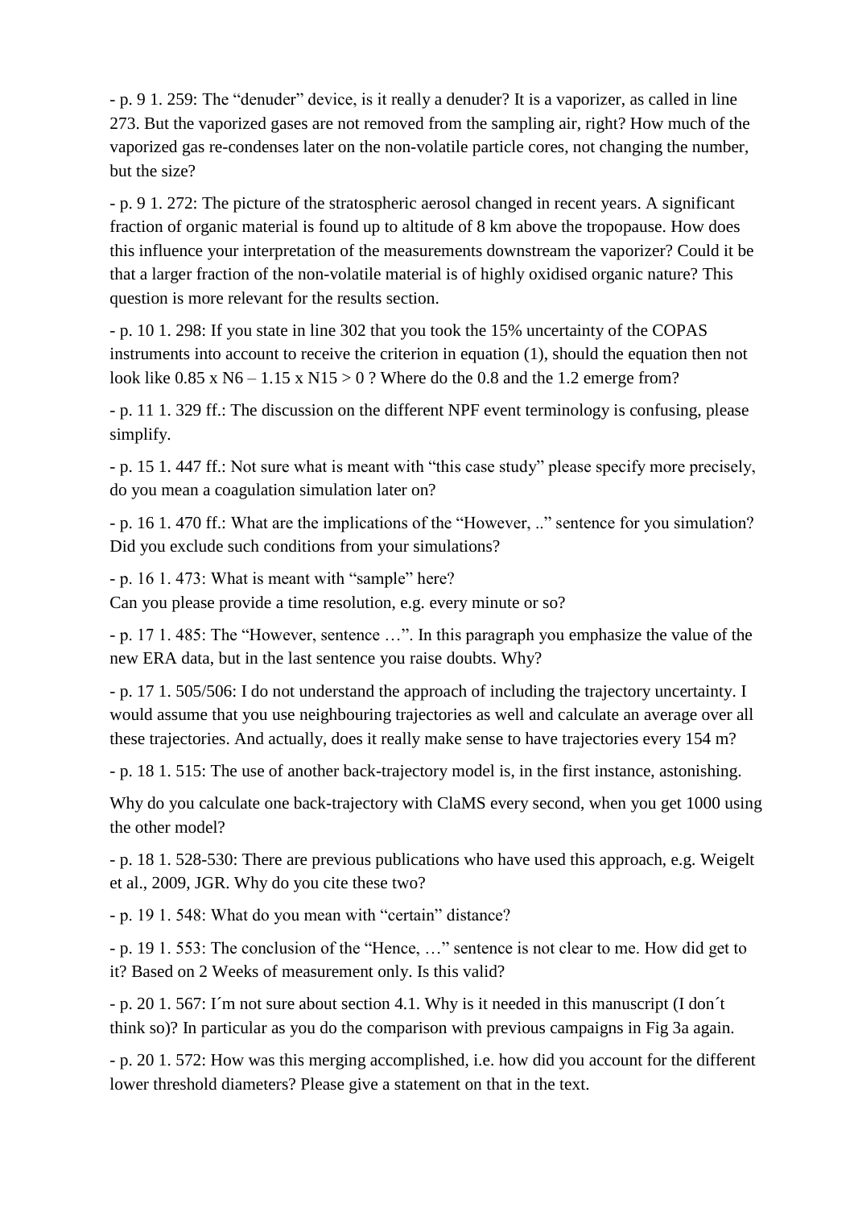- p. 9 l. 259: The “denuder” device, is it really a denuder? It is a vaporizer, as called in line 273. But the vaporized gases are not removed from the sampling air, right? How much of the vaporized gas re-condenses later on the non-volatile particle cores, not changing the number, but the size?

- p. 9 l. 272: The picture of the stratospheric aerosol changed in recent years. A significant fraction of organic material is found up to altitude of 8 km above the tropopause. How does this influence your interpretation of the measurements downstream the vaporizer? Could it be that a larger fraction of the non-volatile material is of highly oxidised organic nature? This question is more relevant for the results section.

- p. 10 l. 298: If you state in line 302 that you took the 15% uncertainty of the COPAS instruments into account to receive the criterion in equation (1), should the equation then not look like $0.85 \times N6 - 1.15 \times N15 > 0$ ? Where do the 0.8 and the 1.2 emerge from?

- p. 11 l. 329 ff.: The discussion on the different NPF event terminology is confusing, please simplify.

- p. 15 l. 447 ff.: Not sure what is meant with “this case study” please specify more precisely, do you mean a coagulation simulation later on?

- p. 16 l. 470 ff.: What are the implications of the “However, ..” sentence for you simulation? Did you exclude such conditions from your simulations?

- p. 16 l. 473: What is meant with “sample” here?
Can you please provide a time resolution, e.g. every minute or so?

- p. 17 l. 485: The “However, sentence …”. In this paragraph you emphasize the value of the new ERA data, but in the last sentence you raise doubts. Why?

- p. 17 l. 505/506: I do not understand the approach of including the trajectory uncertainty. I would assume that you use neighbouring trajectories as well and calculate an average over all these trajectories. And actually, does it really make sense to have trajectories every 154 m?

- p. 18 l. 515: The use of another back-trajectory model is, in the first instance, astonishing.

Why do you calculate one back-trajectory with ClaMS every second, when you get 1000 using the other model?

- p. 18 l. 528-530: There are previous publications who have used this approach, e.g. Weigelt et al., 2009, JGR. Why do you cite these two?

- p. 19 l. 548: What do you mean with “certain” distance?

- p. 19 l. 553: The conclusion of the “Hence, …” sentence is not clear to me. How did get to it? Based on 2 Weeks of measurement only. Is this valid?

- p. 20 l. 567: I´m not sure about section 4.1. Why is it needed in this manuscript (I don´t think so)? In particular as you do the comparison with previous campaigns in Fig 3a again.

- p. 20 l. 572: How was this merging accomplished, i.e. how did you account for the different lower threshold diameters? Please give a statement on that in the text.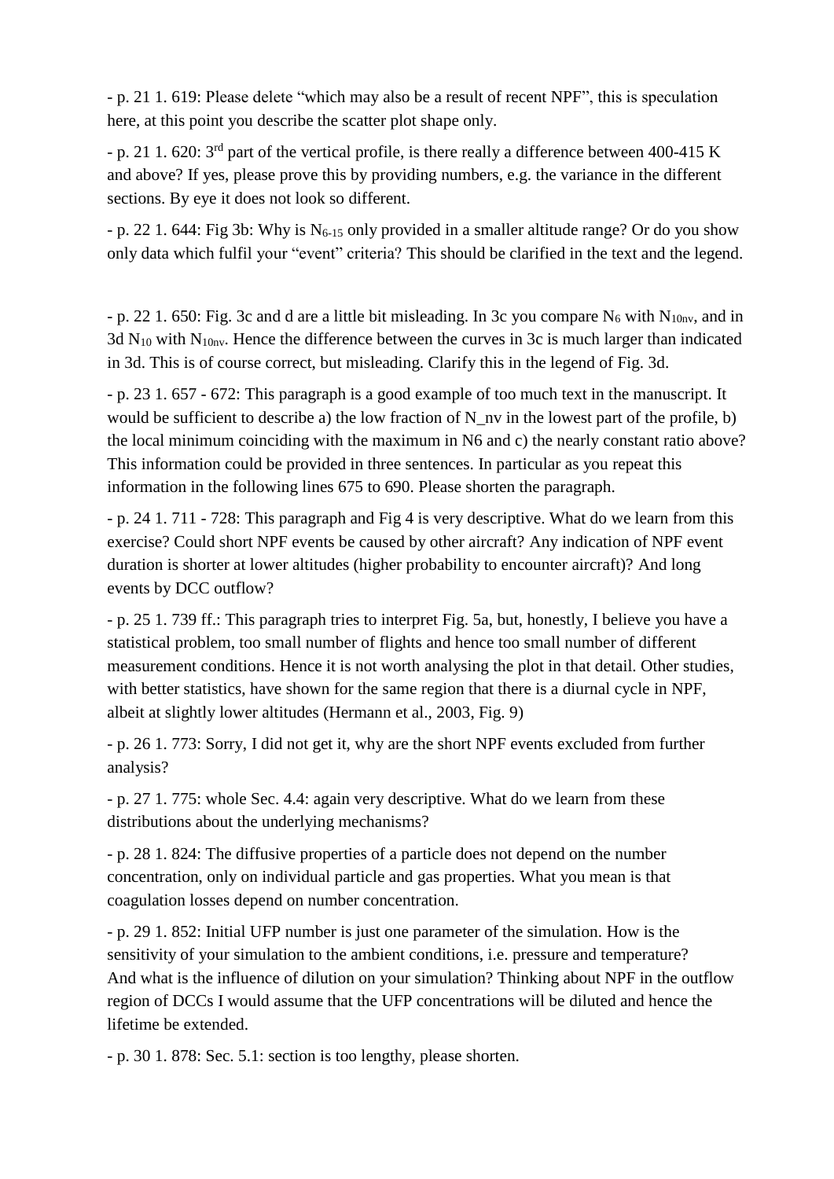- p. 21 l. 619: Please delete "which may also be a result of recent NPF", this is speculation here, at this point you describe the scatter plot shape only.

- p. 21 l. 620: 3rd part of the vertical profile, is there really a difference between 400-415 K and above? If yes, please prove this by providing numbers, e.g. the variance in the different sections. By eye it does not look so different.

- p. 22 l. 644: Fig 3b: Why is $N_{6\text{-}15}$ only provided in a smaller altitude range? Or do you show only data which fulfil your "event" criteria? This should be clarified in the text and the legend.

- p. 22 l. 650: Fig. 3c and d are a little bit misleading. In 3c you compare $N_6$ with $N_{10nv}$, and in 3d $N_{10}$ with $N_{10nv}$. Hence the difference between the curves in 3c is much larger than indicated in 3d. This is of course correct, but misleading. Clarify this in the legend of Fig. 3d.

- p. 23 l. 657 - 672: This paragraph is a good example of too much text in the manuscript. It would be sufficient to describe a) the low fraction of N_nv in the lowest part of the profile, b) the local minimum coinciding with the maximum in N6 and c) the nearly constant ratio above? This information could be provided in three sentences. In particular as you repeat this information in the following lines 675 to 690. Please shorten the paragraph.

- p. 24 l. 711 - 728: This paragraph and Fig 4 is very descriptive. What do we learn from this exercise? Could short NPF events be caused by other aircraft? Any indication of NPF event duration is shorter at lower altitudes (higher probability to encounter aircraft)? And long events by DCC outflow?

- p. 25 l. 739 ff.: This paragraph tries to interpret Fig. 5a, but, honestly, I believe you have a statistical problem, too small number of flights and hence too small number of different measurement conditions. Hence it is not worth analysing the plot in that detail. Other studies, with better statistics, have shown for the same region that there is a diurnal cycle in NPF, albeit at slightly lower altitudes (Hermann et al., 2003, Fig. 9)

- p. 26 l. 773: Sorry, I did not get it, why are the short NPF events excluded from further analysis?

- p. 27 l. 775: whole Sec. 4.4: again very descriptive. What do we learn from these distributions about the underlying mechanisms?

- p. 28 l. 824: The diffusive properties of a particle does not depend on the number concentration, only on individual particle and gas properties. What you mean is that coagulation losses depend on number concentration.

- p. 29 l. 852: Initial UFP number is just one parameter of the simulation. How is the sensitivity of your simulation to the ambient conditions, i.e. pressure and temperature? And what is the influence of dilution on your simulation? Thinking about NPF in the outflow region of DCCs I would assume that the UFP concentrations will be diluted and hence the lifetime be extended.

- p. 30 l. 878: Sec. 5.1: section is too lengthy, please shorten.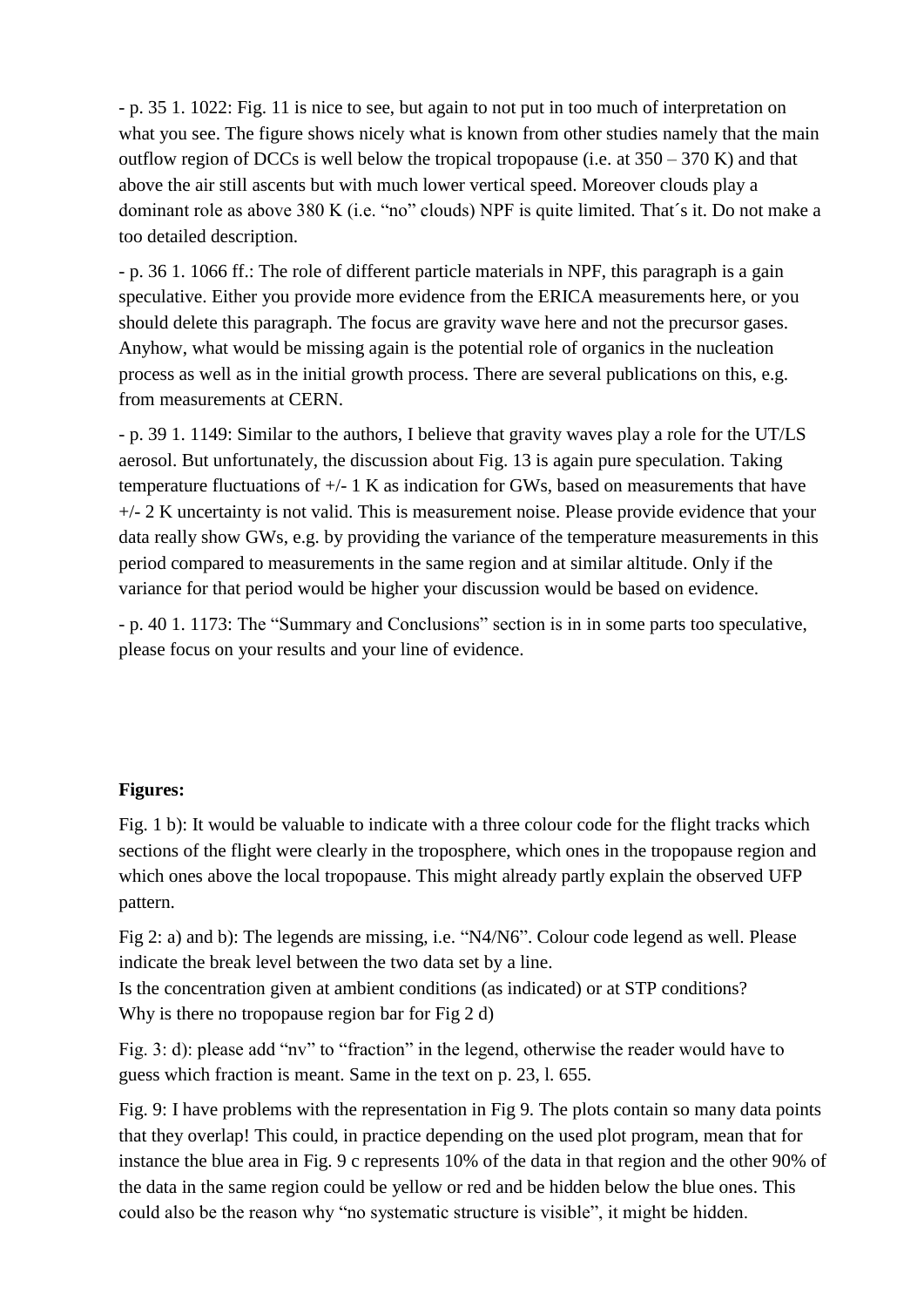- p. 35 1. 1022: Fig. 11 is nice to see, but again to not put in too much of interpretation on what you see. The figure shows nicely what is known from other studies namely that the main outflow region of DCCs is well below the tropical tropopause (i.e. at 350 – 370 K) and that above the air still ascents but with much lower vertical speed. Moreover clouds play a dominant role as above 380 K (i.e. "no" clouds) NPF is quite limited. That´s it. Do not make a too detailed description.

- p. 36 1. 1066 ff.: The role of different particle materials in NPF, this paragraph is a gain speculative. Either you provide more evidence from the ERICA measurements here, or you should delete this paragraph. The focus are gravity wave here and not the precursor gases. Anyhow, what would be missing again is the potential role of organics in the nucleation process as well as in the initial growth process. There are several publications on this, e.g. from measurements at CERN.

- p. 39 1. 1149: Similar to the authors, I believe that gravity waves play a role for the UT/LS aerosol. But unfortunately, the discussion about Fig. 13 is again pure speculation. Taking temperature fluctuations of +/- 1 K as indication for GWs, based on measurements that have +/- 2 K uncertainty is not valid. This is measurement noise. Please provide evidence that your data really show GWs, e.g. by providing the variance of the temperature measurements in this period compared to measurements in the same region and at similar altitude. Only if the variance for that period would be higher your discussion would be based on evidence.

- p. 40 1. 1173: The "Summary and Conclusions" section is in in some parts too speculative, please focus on your results and your line of evidence.

**Figures:**

Fig. 1 b): It would be valuable to indicate with a three colour code for the flight tracks which sections of the flight were clearly in the troposphere, which ones in the tropopause region and which ones above the local tropopause. This might already partly explain the observed UFP pattern.

Fig 2: a) and b): The legends are missing, i.e. "N4/N6". Colour code legend as well. Please indicate the break level between the two data set by a line.
Is the concentration given at ambient conditions (as indicated) or at STP conditions?
Why is there no tropopause region bar for Fig 2 d)

Fig. 3: d): please add "nv" to "fraction" in the legend, otherwise the reader would have to guess which fraction is meant. Same in the text on p. 23, l. 655.

Fig. 9: I have problems with the representation in Fig 9. The plots contain so many data points that they overlap! This could, in practice depending on the used plot program, mean that for instance the blue area in Fig. 9 c represents 10% of the data in that region and the other 90% of the data in the same region could be yellow or red and be hidden below the blue ones. This could also be the reason why "no systematic structure is visible", it might be hidden.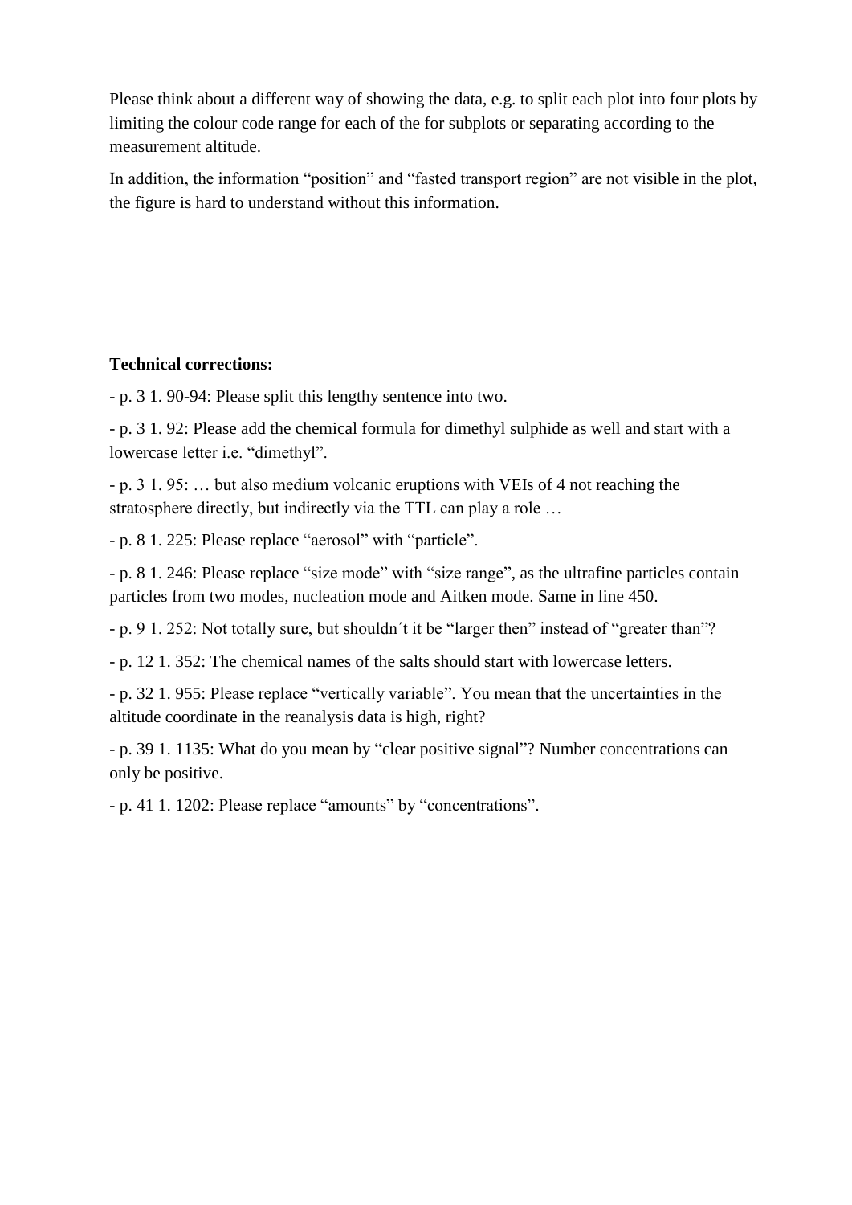Please think about a different way of showing the data, e.g. to split each plot into four plots by limiting the colour code range for each of the for subplots or separating according to the measurement altitude.

In addition, the information "position" and "fasted transport region" are not visible in the plot, the figure is hard to understand without this information.

**Technical corrections:**

- p. 3 l. 90-94: Please split this lengthy sentence into two.

- p. 3 l. 92: Please add the chemical formula for dimethyl sulphide as well and start with a lowercase letter i.e. "dimethyl".

- p. 3 l. 95: … but also medium volcanic eruptions with VEIs of 4 not reaching the stratosphere directly, but indirectly via the TTL can play a role …

- p. 8 l. 225: Please replace "aerosol" with "particle".

- p. 8 l. 246: Please replace "size mode" with "size range", as the ultrafine particles contain particles from two modes, nucleation mode and Aitken mode. Same in line 450.

- p. 9 l. 252: Not totally sure, but shouldn´t it be "larger then" instead of "greater than"?

- p. 12 l. 352: The chemical names of the salts should start with lowercase letters.

- p. 32 l. 955: Please replace "vertically variable". You mean that the uncertainties in the altitude coordinate in the reanalysis data is high, right?

- p. 39 l. 1135: What do you mean by "clear positive signal"? Number concentrations can only be positive.

- p. 41 l. 1202: Please replace "amounts" by "concentrations".